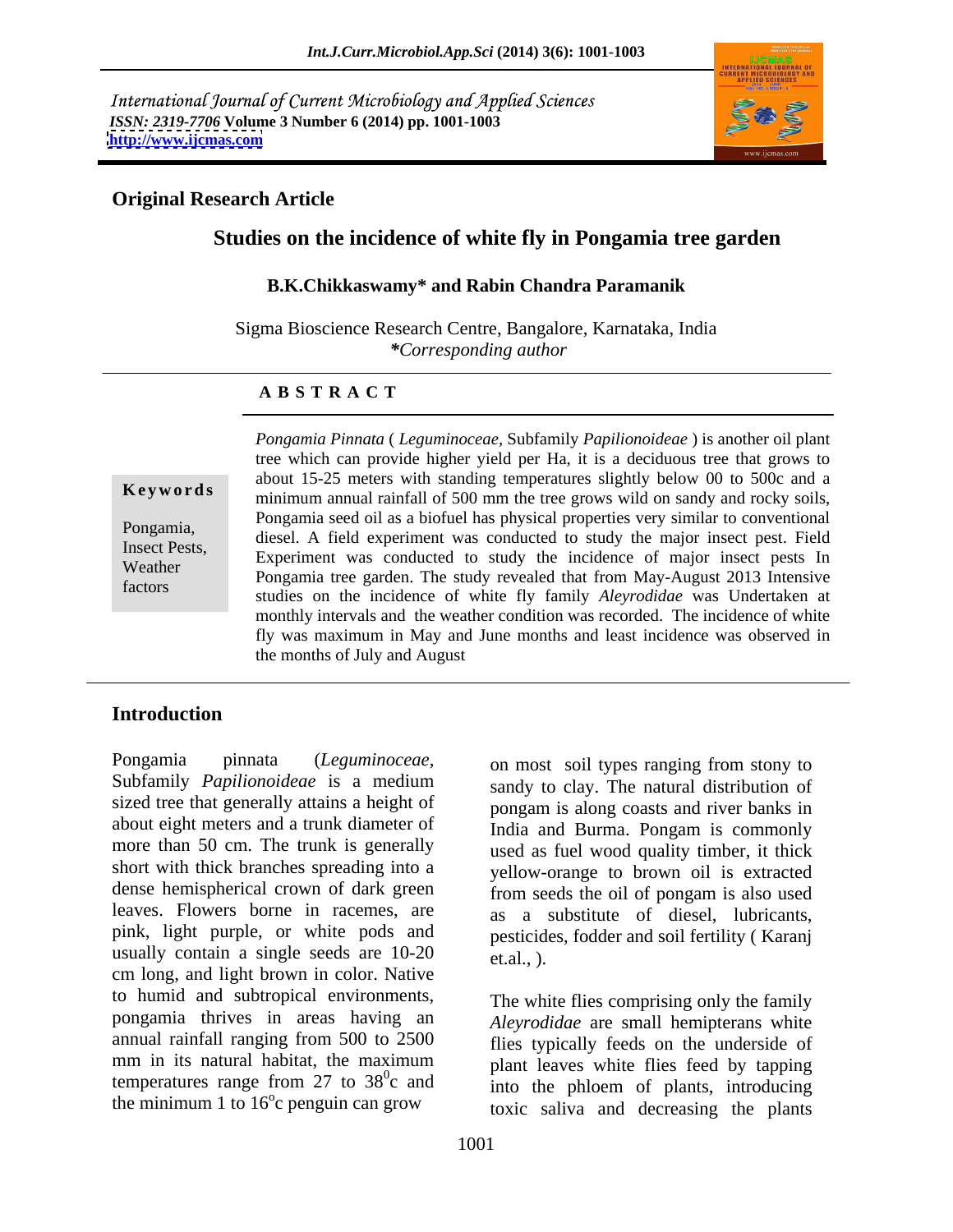International Journal of Current Microbiology and Applied Sciences
*ISSN: 2319-7706* **Volume 3 Number 6 (2014) pp. 1001-1003**
**http://www.ijcmas.com**

**Original Research Article**

# Studies on the incidence of white fly in Pongamia tree garden

**B.K.Chikkaswamy* and Rabin Chandra Paramanik**

Sigma Bioscience Research Centre, Bangalore, Karnataka, India
***Corresponding author*

## ABSTRACT

**Keywords**

Pongamia, Insect Pests, Weather factors

*Pongamia Pinnata* ( *Leguminoceae,* Subfamily *Papilionoideae* ) is another oil plant tree which can provide higher yield per Ha, it is a deciduous tree that grows to about 15-25 meters with standing temperatures slightly below 00 to 500c and a minimum annual rainfall of 500 mm the tree grows wild on sandy and rocky soils, Pongamia seed oil as a biofuel has physical properties very similar to conventional diesel. A field experiment was conducted to study the major insect pest. Field Experiment was conducted to study the incidence of major insect pests In Pongamia tree garden. The study revealed that from May-August 2013 Intensive studies on the incidence of white fly family *Aleyrodidae* was Undertaken at monthly intervals and the weather condition was recorded. The incidence of white fly was maximum in May and June months and least incidence was observed in the months of July and August

## Introduction

Pongamia pinnata (*Leguminoceae,* Subfamily *Papilionoideae* is a medium sized tree that generally attains a height of about eight meters and a trunk diameter of more than 50 cm. The trunk is generally short with thick branches spreading into a dense hemispherical crown of dark green leaves. Flowers borne in racemes, are pink, light purple, or white pods and usually contain a single seeds are 10-20 cm long, and light brown in color. Native to humid and subtropical environments, pongamia thrives in areas having an annual rainfall ranging from 500 to 2500 mm in its natural habitat, the maximum temperatures range from 27 to $38^{0}$c and the minimum 1 to $16^{o}$c penguin can grow on most soil types ranging from stony to sandy to clay. The natural distribution of pongam is along coasts and river banks in India and Burma. Pongam is commonly used as fuel wood quality timber, it thick yellow-orange to brown oil is extracted from seeds the oil of pongam is also used as a substitute of diesel, lubricants, pesticides, fodder and soil fertility ( Karanj et.al., ).

The white flies comprising only the family *Aleyrodidae* are small hemipterans white flies typically feeds on the underside of plant leaves white flies feed by tapping into the phloem of plants, introducing toxic saliva and decreasing the plants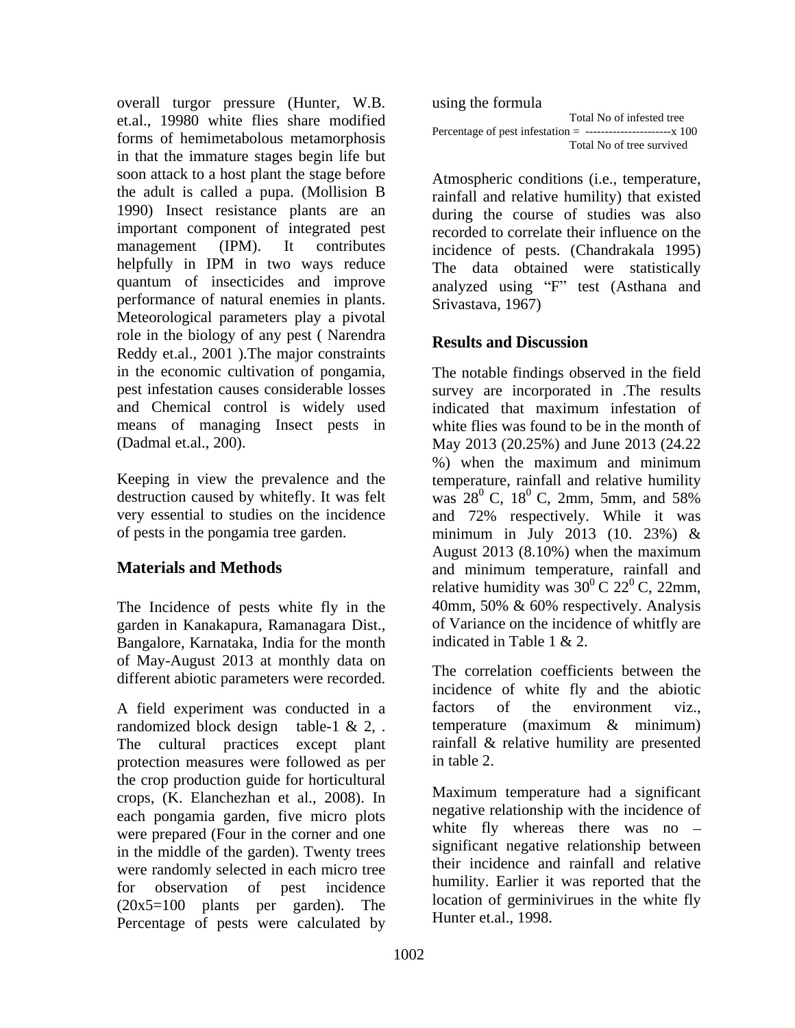overall turgor pressure (Hunter, W.B. et.al., 19980 white flies share modified forms of hemimetabolous metamorphosis in that the immature stages begin life but soon attack to a host plant the stage before the adult is called a pupa. (Mollision B 1990) Insect resistance plants are an important component of integrated pest management (IPM). It contributes helpfully in IPM in two ways reduce quantum of insecticides and improve performance of natural enemies in plants. Meteorological parameters play a pivotal role in the biology of any pest ( Narendra Reddy et.al., 2001 ).The major constraints in the economic cultivation of pongamia, pest infestation causes considerable losses and Chemical control is widely used means of managing Insect pests in (Dadmal et.al., 200).

Keeping in view the prevalence and the destruction caused by whitefly. It was felt very essential to studies on the incidence of pests in the pongamia tree garden.

## Materials and Methods

The Incidence of pests white fly in the garden in Kanakapura, Ramanagara Dist., Bangalore, Karnataka, India for the month of May-August 2013 at monthly data on different abiotic parameters were recorded.

A field experiment was conducted in a randomized block design table-1 & 2, . The cultural practices except plant protection measures were followed as per the crop production guide for horticultural crops, (K. Elanchezhan et al., 2008). In each pongamia garden, five micro plots were prepared (Four in the corner and one in the middle of the garden). Twenty trees were randomly selected in each micro tree for observation of pest incidence (20x5=100 plants per garden). The Percentage of pests were calculated by using the formula

$$\text{Percentage of pest infestation} = \frac{\text{Total No of infested tree}}{\text{Total No of tree survived}} \times 100$$

Atmospheric conditions (i.e., temperature, rainfall and relative humility) that existed during the course of studies was also recorded to correlate their influence on the incidence of pests. (Chandrakala 1995) The data obtained were statistically analyzed using "F" test (Asthana and Srivastava, 1967)

## Results and Discussion

The notable findings observed in the field survey are incorporated in .The results indicated that maximum infestation of white flies was found to be in the month of May 2013 (20.25%) and June 2013 (24.22 %) when the maximum and minimum temperature, rainfall and relative humility was $28^0$ C, $18^0$ C, 2mm, 5mm, and 58% and 72% respectively. While it was minimum in July 2013 (10. 23%) & August 2013 (8.10%) when the maximum and minimum temperature, rainfall and relative humidity was $30^0$ C $22^0$ C, 22mm, 40mm, 50% & 60% respectively. Analysis of Variance on the incidence of whitfly are indicated in Table 1 & 2.

The correlation coefficients between the incidence of white fly and the abiotic factors of the environment viz., temperature (maximum & minimum) rainfall & relative humility are presented in table 2.

Maximum temperature had a significant negative relationship with the incidence of white fly whereas there was no – significant negative relationship between their incidence and rainfall and relative humility. Earlier it was reported that the location of germinivirues in the white fly Hunter et.al., 1998.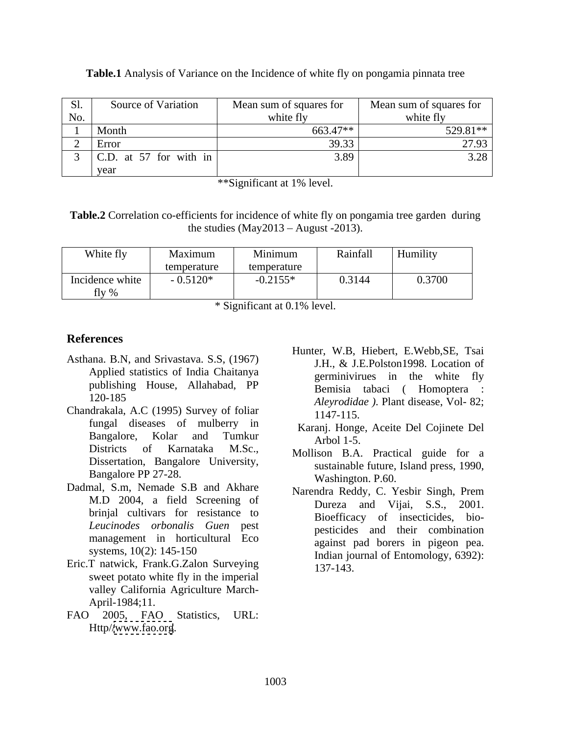**Table.1** Analysis of Variance on the Incidence of white fly on pongamia pinnata tree

| Sl. No. | Source of Variation | Mean sum of squares for white fly | Mean sum of squares for white fly |
|---|---|---|---|
| 1 | Month | 663.47** | 529.81** |
| 2 | Error | 39.33 | 27.93 |
| 3 | C.D. at 57 for with in year | 3.89 | 3.28 |

**Significant at 1% level.

**Table.2** Correlation co-efficients for incidence of white fly on pongamia tree garden during the studies (May2013 – August -2013).

| White fly | Maximum temperature | Minimum temperature | Rainfall | Humility |
|---|---|---|---|---|
| Incidence white fly % | - 0.5120* | -0.2155* | 0.3144 | 0.3700 |

* Significant at 0.1% level.

## References

Asthana. B.N, and Srivastava. S.S, (1967) Applied statistics of India Chaitanya publishing House, Allahabad, PP 120-185

Chandrakala, A.C (1995) Survey of foliar fungal diseases of mulberry in Bangalore, Kolar and Tumkur Districts of Karnataka M.Sc., Dissertation, Bangalore University, Bangalore PP 27-28.

Dadmal, S.m, Nemade S.B and Akhare M.D 2004, a field Screening of brinjal cultivars for resistance to *Leucinodes orbonalis Guen* pest management in horticultural Eco systems, 10(2): 145-150

Eric.T natwick, Frank.G.Zalon Surveying sweet potato white fly in the imperial valley California Agriculture March-April-1984;11.

FAO 2005, FAO Statistics, URL: Http//www.fao.org.

Hunter, W.B, Hiebert, E.Webb,SE, Tsai J.H., & J.E.Polston1998. Location of germinivirues in the white fly Bemisia tabaci ( Homoptera : *Aleyrodidae )*. Plant disease, Vol- 82; 1147-115.

Karanj. Honge, Aceite Del Cojinete Del Arbol 1-5.

Mollison B.A. Practical guide for a sustainable future, Island press, 1990, Washington. P.60.

Narendra Reddy, C. Yesbir Singh, Prem Dureza and Vijai, S.S., 2001. Bioefficacy of insecticides, bio-pesticides and their combination against pad borers in pigeon pea. Indian journal of Entomology, 6392): 137-143.